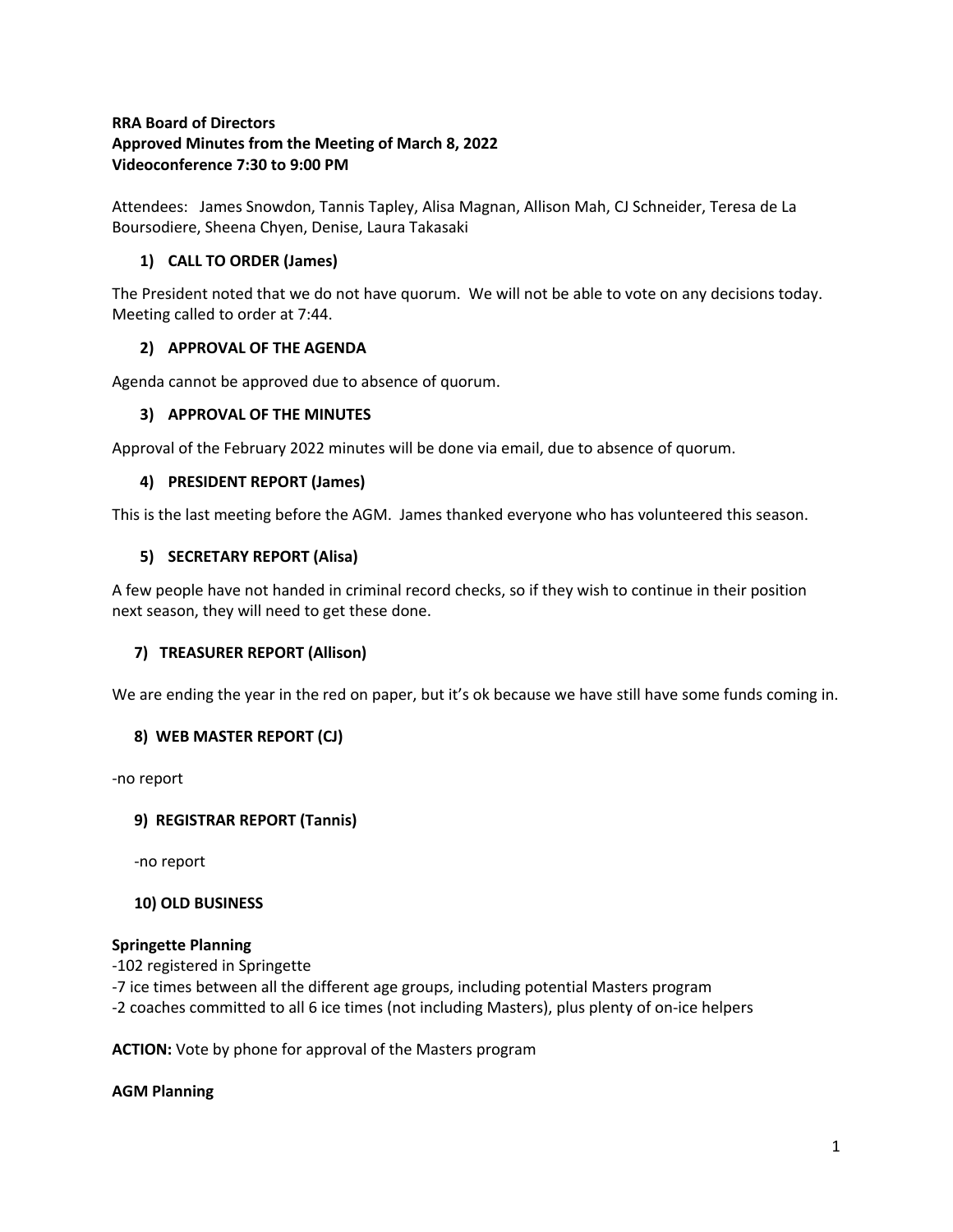**RRA Board of Directors**
**Approved Minutes from the Meeting of March 8, 2022**
**Videoconference 7:30 to 9:00 PM**

Attendees: James Snowdon, Tannis Tapley, Alisa Magnan, Allison Mah, CJ Schneider, Teresa de La Boursodiere, Sheena Chyen, Denise, Laura Takasaki

### 1) CALL TO ORDER (James)

The President noted that we do not have quorum. We will not be able to vote on any decisions today. Meeting called to order at 7:44.

### 2) APPROVAL OF THE AGENDA

Agenda cannot be approved due to absence of quorum.

### 3) APPROVAL OF THE MINUTES

Approval of the February 2022 minutes will be done via email, due to absence of quorum.

### 4) PRESIDENT REPORT (James)

This is the last meeting before the AGM. James thanked everyone who has volunteered this season.

### 5) SECRETARY REPORT (Alisa)

A few people have not handed in criminal record checks, so if they wish to continue in their position next season, they will need to get these done.

### 7) TREASURER REPORT (Allison)

We are ending the year in the red on paper, but it's ok because we have still have some funds coming in.

### 8) WEB MASTER REPORT (CJ)

-no report

### 9) REGISTRAR REPORT (Tannis)

-no report

### 10) OLD BUSINESS

**Springette Planning**

-102 registered in Springette
-7 ice times between all the different age groups, including potential Masters program
-2 coaches committed to all 6 ice times (not including Masters), plus plenty of on-ice helpers

**ACTION:** Vote by phone for approval of the Masters program

**AGM Planning**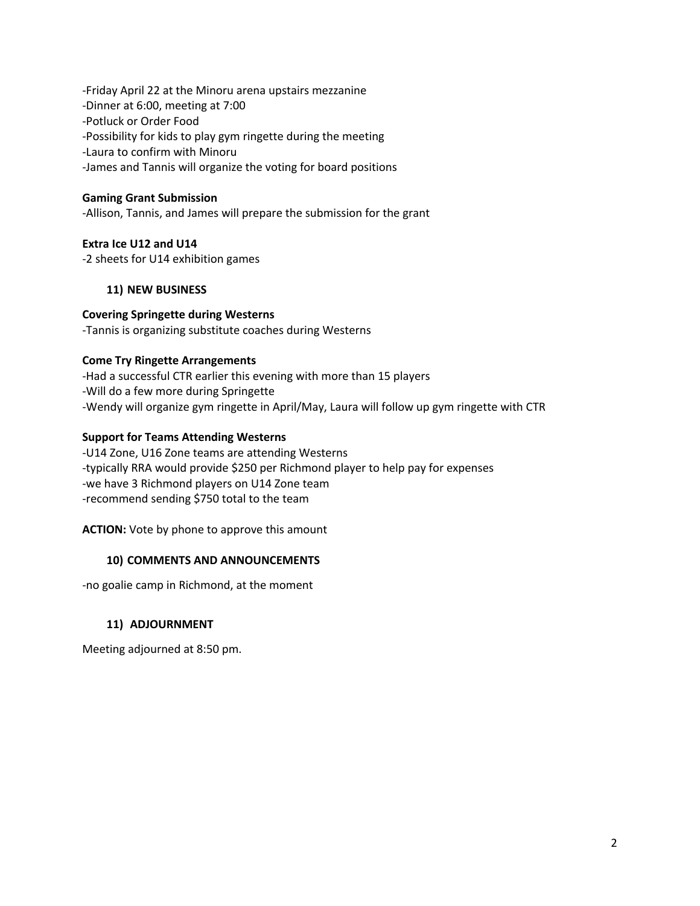-Friday April 22 at the Minoru arena upstairs mezzanine
-Dinner at 6:00, meeting at 7:00
-Potluck or Order Food
-Possibility for kids to play gym ringette during the meeting
-Laura to confirm with Minoru
-James and Tannis will organize the voting for board positions

**Gaming Grant Submission**
-Allison, Tannis, and James will prepare the submission for the grant

**Extra Ice U12 and U14**
-2 sheets for U14 exhibition games

## 11) NEW BUSINESS

**Covering Springette during Westerns**
-Tannis is organizing substitute coaches during Westerns

**Come Try Ringette Arrangements**
-Had a successful CTR earlier this evening with more than 15 players
-Will do a few more during Springette
-Wendy will organize gym ringette in April/May, Laura will follow up gym ringette with CTR

**Support for Teams Attending Westerns**
-U14 Zone, U16 Zone teams are attending Westerns
-typically RRA would provide $250 per Richmond player to help pay for expenses
-we have 3 Richmond players on U14 Zone team
-recommend sending $750 total to the team

**ACTION:** Vote by phone to approve this amount

## 10) COMMENTS AND ANNOUNCEMENTS

-no goalie camp in Richmond, at the moment

## 11) ADJOURNMENT

Meeting adjourned at 8:50 pm.